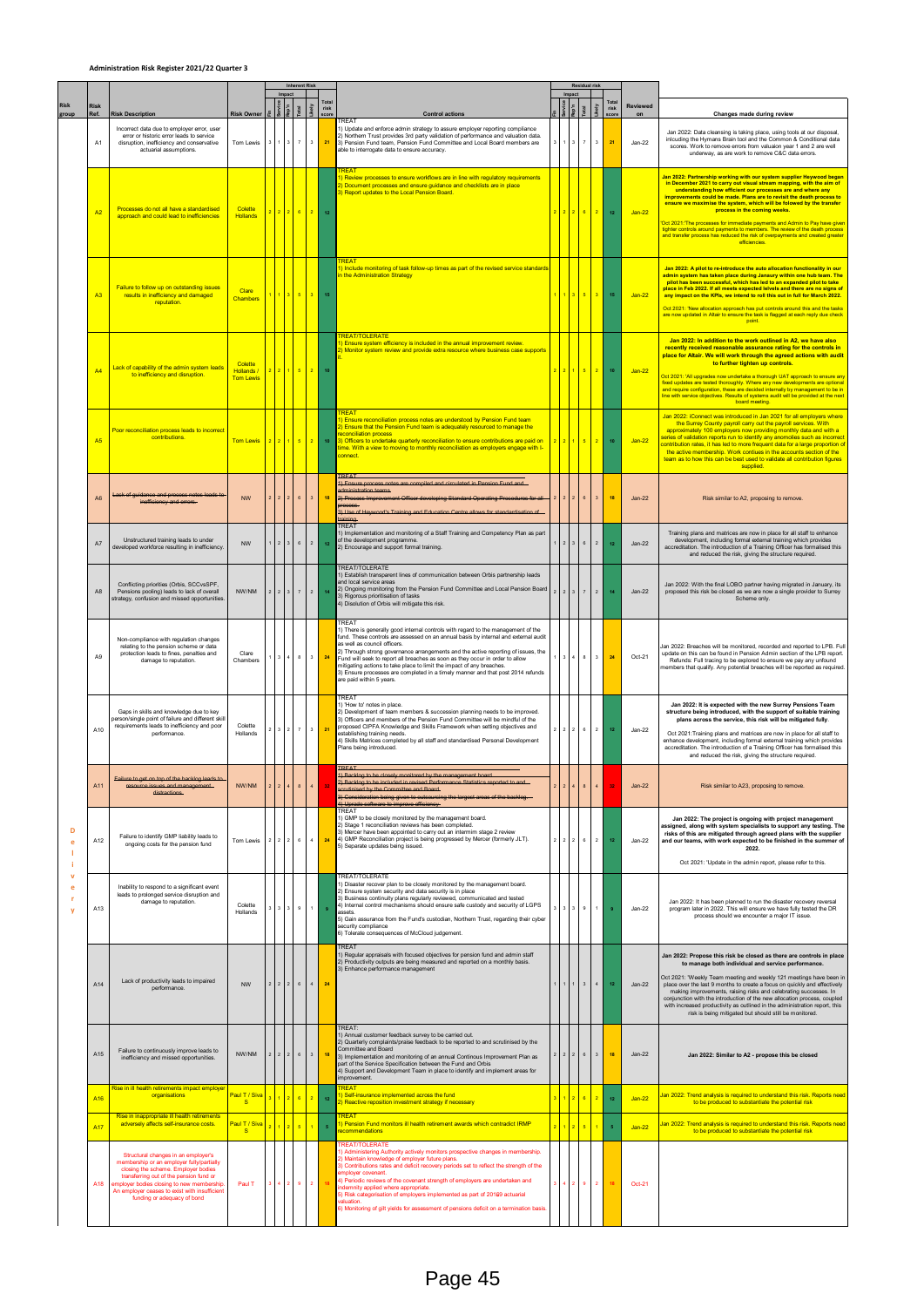# Administration Risk Register 2021/22 Quarter 3

| Risk group | Risk Ref. | Risk Description | Risk Owner | Inherent Risk Impact: Fin | Service | Rep'n | Total | Likely | Total risk score | Control actions | Residual risk Impact: Fin | Service | Rep'n | Total | Likely | Total risk score | Reviewed on | Changes made during review |
|---|---|---|---|---|---|---|---|---|---|---|---|---|---|---|---|---|---|---|
| Delivery | A1 | Incorrect data due to employer error, user error or historic error leads to service disruption, inefficiency and conservative actuarial assumptions. | Tom Lewis | 3 | 1 | 3 | 7 | 3 | 21 | TREAT 1) Update and enforce admin strategy to assure employer reporting compliance 2) Northern Trust provides 3rd party validation of performance and valuation data. 3) Pension Fund team, Pension Fund Committee and Local Board members are able to interrogate data to ensure accuracy. | 3 | 1 | 3 | 7 | 3 | 21 | Jan-22 | Jan 2022: Data cleansing is taking place, using tools at our disposal, inlcuding the Hymans Brain tool and the Common & Conditional data scores. Work to remove errors from valuaion year 1 and 2 are well underway, as are work to remove C&C data errors. |
| | A2 | Processes do not all have a standardised approach and could lead to inefficiencies | Colette Hollands | 2 | 2 | 2 | 6 | 2 | 12 | TREAT 1) Review processes to ensure workflows are in line with regulatory requirements 2) Document processes and ensure guidance and checklists are in place 3) Report updates to the Local Pension Board. | 2 | 2 | 2 | 6 | 2 | 12 | Jan-22 | **Jan 2022: Partnership working with our system supplier Heywood began in December 2021 to carry out visual stream mapping, with the aim of understanding how efficient our processes are and where any improvements could be made. Plans are to revisit the death process to ensure we maximise the system, which will be folowed by the transfer process in the coming weeks.** Oct 2021:'The processes for immediate payments and Admin to Pay have given tighter controls around payments to members. The review of the death process and transfer process has reduced the risk of overpayments and created greater efficiences. |
| | A3 | Failure to follow up on outstanding issues results in inefficiency and damaged reputation. | Clare Chambers | 1 | 1 | 3 | 5 | 3 | 15 | TREAT 1) Include monitoring of task follow-up times as part of the revised service standards in the Administration Strategy | 1 | 1 | 3 | 5 | 3 | 15 | Jan-22 | **Jan 2022: A pilot to re-introduce the auto allocation functionality in our admin system has taken place during Janaury within one hub team. The pilot has been successful, which has led to an expanded pilot to take place in Feb 2022. If all meets expected levels and there are no signs of any impact on the KPIs, we intend to roll this out in full for March 2022.** Oct 2021: 'New allocation approach has put controls around this and the tasks are now updated in Altair to ensure the task is flagged at each reply due check point. |
| | A4 | Lack of capability of the admin system leads to inefficiency and disruption. | Colette Hollands / Tom Lewis | 2 | 2 | 1 | 5 | 2 | 10 | TREAT/TOLERATE 1) Ensure system efficiency is included in the annual improvement review. 2) Monitor system review and provide extra resource where business case supports it. | 2 | 2 | 1 | 5 | 2 | 10 | Jan-22 | **Jan 2022: In addition to the work outlined in A2, we have also recently received reasonable assurance rating for the controls in place for Altair. We will work through the agreed actions with audit to further tighten up controls.** Oct 2021: 'All upgrades now undertake a thorough UAT approach to ensure any fixed updates are tested thoroughly. Where any new developments are optional and require configuration, these are decided internally by management to be in line with service objectives. Results of systems audit will be provided at the next board meeting. |
| | A5 | Poor reconciliation process leads to incorrect contributions. | Tom Lewis | 2 | 2 | 1 | 5 | 2 | 10 | TREAT 1) Ensure reconciliation process notes are understood by Pension Fund team 2) Ensure that the Pension Fund team is adequately resourced to manage the reconciliation process 3) Officers to undertake quarterly reconciliation to ensure contributions are paid on time. With a view to moving to monthly reconciliation as employers engage with i-connect. | 2 | 2 | 1 | 5 | 2 | 10 | Jan-22 | Jan 2022: iConnect was introduced in Jan 2021 for all employers where the Surrey County payroll carry out the payroll services. With approximately 100 employers now providing monthly data and with a series of validation reports run to identify any anomolies such as incorrect contribution rates, it has led to more frequent data for a large proportion of the active membership. Work contiues in the accounts section of the team as to how this can be best used to validate all contribution figures supplied. |
| | A6 | ~~Lack of guidance and process notes leads to inefficiency and errors.~~ | NW | 2 | 2 | 2 | 6 | 3 | 18 | ~~TREAT 1) Ensure process notes are compiled and circulated in Pension Fund and administration teams. 2) Process Improvement Officer developing Standard Operating Procedures for all process. 3) Use of Heywood's Training and Education Centre allows for standardisation of training.~~ | 2 | 2 | 2 | 6 | 3 | 18 | Jan-22 | Risk similar to A2, proposing to remove. |
| | A7 | Unstructured training leads to under developed workforce resulting in inefficiency. | NW | 1 | 2 | 3 | 6 | 2 | 12 | TREAT 1) Implementation and monitoring of a Staff Training and Competency Plan as part of the development programme. 2) Encourage and support formal training. | 1 | 2 | 3 | 6 | 2 | 12 | Jan-22 | Training plans and matrices are now in place for all staff to enhance development, including formal external training which provides accreditation. The introduction of a Training Officer has formalised this and reduced the risk, giving the structure required. |
| | A8 | Conflicting priorities (Orbis, SCCvsSPF, Pensions pooling) leads to lack of overall strategy, confusion and missed opportunities. | NW/NM | 2 | 2 | 3 | 7 | 2 | 14 | TREAT/TOLERATE 1) Establish transparent lines of communication between Orbis partnership leads and local service areas 2) Ongoing monitoring from the Pension Fund Committee and Local Pension Board 3) Rigorous prioritisation of tasks 4) Disolution of Orbis will mitigate this risk | 2 | 2 | 3 | 7 | 2 | 14 | Jan-22 | Jan 2022: With the final LOBO partner having migrated in January, its proposed this risk be closed as we are now a single provider to Surrey Scheme only. |
| | A9 | Non-compliance with regulation changes relating to the pension scheme or data protection leads to fines, penalties and damage to reputation. | Clare Chambers | 1 | 3 | 4 | 8 | 3 | 24 | TREAT 1) There is generally good internal controls with regard to the management of the fund. These controls are assessed on an annual basis by internal and external audit as well as council officers. 2) Through strong governance arrangements and the active reporting of issues, the Fund will seek to report all breaches as soon as they occur in order to allow mitigating actions to take place to limit the impact of any breaches. 3) Ensure processes are completed in a timely manner and that post 2014 refunds are paid within 5 years. | 1 | 3 | 4 | 8 | 3 | 24 | Oct-21 | Jan 2022: Breaches will be monitored, recorded and reported to LPB. Full update on this can be found in Pension Admin section of the LPB report. Refunds: Full tracing to be explored to ensure we pay any unfound members that qualify. Any potential breaches will be reported as required. |
| | A10 | Gaps in skills and knowledge due to key person/single point of failure and different skill requirements leads to inefficiency and poor performance. | Colette Hollands | 2 | 3 | 2 | 7 | 3 | 21 | TREAT 1) 'How to' notes in place. 2) Development of team members & succession planning needs to be improved. 3) Officers and members of the Pension Fund Committee will be mindful of the proposed CIPFA Knowledge and Skills Framework when setting objectives and establishing training needs. 4) Skills Matrices completed by all staff and standardised Personal Development Plans being introduced. | 2 | 2 | 2 | 6 | 2 | 12 | Jan-22 | **Jan 2022: It is expected with the new Surrey Pensions Team structure being introduced, with the support of suitable training plans across the service, this risk will be mitigated fully.** Oct 2021:Training plans and matrices are now in place for all staff to enhance development, including formal external training which provides accreditation. The introduction of a Training Officer has formalised this and reduced the risk, giving the structure required. |
| | A11 | ~~Failure to get on top of the backlog leads to resource issues and management distractions.~~ | NW/NM | 2 | 2 | 4 | 8 | 4 | 32 | ~~TREAT 1) Backlog to be closely monitored by the management board. 2) Backlog to be included in revised Performance Statistics reported to and scrutinised by the Committee and Board. 3) Consideration being given to outsourcing the largest areas of the backlog. 4) Upgrade software to improve efficiency.~~ | 2 | 2 | 4 | 8 | 4 | 32 | Jan-22 | Risk similar to A23, proposing to remove. |
| | A12 | Failure to identify GMP liability leads to ongoing costs for the pension fund | Tom Lewis | 2 | 2 | 2 | 6 | 4 | 24 | TREAT 1) GMP to be closely monitored by the management board. 2) Stage 1 reconciliation reviews has been completed. 3) Mercer have been appointed to carry out an intermim stage 2 review 4) GMP Reconciliation project is being progressed by Mercer (formerly JLT). 5) Separate updates being issued. | 2 | 2 | 2 | 6 | 2 | 12 | Jan-22 | **Jan 2022: The project is ongoing with project management assigned, along with system specialists to support any testing. The risks of this are mitigated through agreed plans with the supplier and our teams, with work expected to be finished in the summer of 2022.** Oct 2021: 'Update in the admin report, please refer to this. |
| | A13 | Inability to respond to a significant event leads to prolonged service disruption and damage to reputation. | Colette Hollands | 3 | 3 | 3 | 9 | 1 | 9 | TREAT/TOLERATE 1) Disaster recover plan to be closely monitored by the management board. 2) Ensure system security and data security is in place 3) Business continuity plans regularly reviewed, communicated and tested 4) Internal control mechanisms should ensure safe custody and security of LGPS assets. 5) Gain assurance from the Fund's custodian, Northern Trust, regarding their cyber security compliance 6) Tolerate consequences of McCloud judgement. | 3 | 3 | 3 | 9 | 1 | 9 | Jan-22 | Jan 2022: It has been planned to run the disaster recovery reversal program later in 2022. This will ensure we have fully tested the DR process should we encounter a major IT issue. |
| | A14 | Lack of productivity leads to impaired performance. | NW | 2 | 2 | 2 | 6 | 4 | 24 | TREAT 1) Regular appraisals with focused objectives for pension fund and admin staff 2) Productivity outputs are being measured and reported on a monthly basis. 3) Enhance performance management | 1 | 1 | 1 | 3 | 4 | 12 | Jan-22 | **Jan 2022: Propose this risk be closed as there are controls in place to manage both individual and service performance.** Oct 2021: 'Weekly Team meeting and weekly 121 meetings have been in place over the last 9 months to create a focus on quickly and effectively making improvements, raising risks and celebrating successes. In conjunction with the introduction of the new allocation process, coupled with increased productivity as outlined in the administration report, this risk is being mitigated but should still be monitored. |
| | A15 | Failure to continuously improve leads to inefficiency and missed opportunities. | NW/NM | 2 | 2 | 2 | 6 | 3 | 18 | TREAT: 1) Annual customer feedback survey to be carried out. 2) Quarterly complaints/praise feedback to be reported to and scrutinised by the Committee and Board 3) Implementation and monitoring of an annual Continous Improvement Plan as part of the Service Specification between the Fund and Orbis 4) Support and Development Team in place to identify and implement areas for improvement. | 2 | 2 | 2 | 6 | 3 | 18 | Jan-22 | **Jan 2022: Similar to A2 - propose this be closed** |
| | A16 | Rise in ill health retirements impact employer organisations | Paul T / Siva S | 3 | 1 | 2 | 6 | 2 | 12 | TREAT 1) Self-insurance implemented across the fund 2) Reactive reposition investment strategy if necessary | 3 | 1 | 2 | 6 | 2 | 12 | Jan-22 | Jan 2022: Trend analysis is required to understand this risk. Reports need to be produced to substantiate the potential risk |
| | A17 | Rise in inappropriate ill health retirements adversely affects self-insurance costs. | Paul T / Siva S | 2 | 1 | 2 | 5 | 1 | 5 | TREAT 1) Pension Fund monitors ill health retirement awards which contradict IRMP recommendations | 2 | 1 | 2 | 5 | 1 | 5 | Jan-22 | Jan 2022: Trend analysis is required to understand this risk. Reports need to be produced to substantiate the potential risk. |
| | A18 | Structural changes in an employer's membership or an employer fully/partially closing the scheme. Employer bodies transferring out of the pension fund or employer bodies closing to new membership. An employer ceases to exist with insufficient funding or adequacy of bond | Paul T | 3 | 4 | 2 | 9 | 2 | 18 | TREAT/TOLERATE 1) Administering Authority actively monitors prospective changes in membership. 2) Maintain knowledge of employer future plans. 3) Contributions rates and deficit recovery periods set to reflect the strength of the employer covenant. 4) Periodic reviews of the covenant strength of employers are undertaken and indemnity applied where appropriate. 5) Risk categorisation of employers implemented as part of 2019 actuarial valuation. 6) Monitoring of gilt yields for assessment of pensions deficit on a termination basis. | 3 | 4 | 2 | 9 | 2 | 18 | Oct-21 | |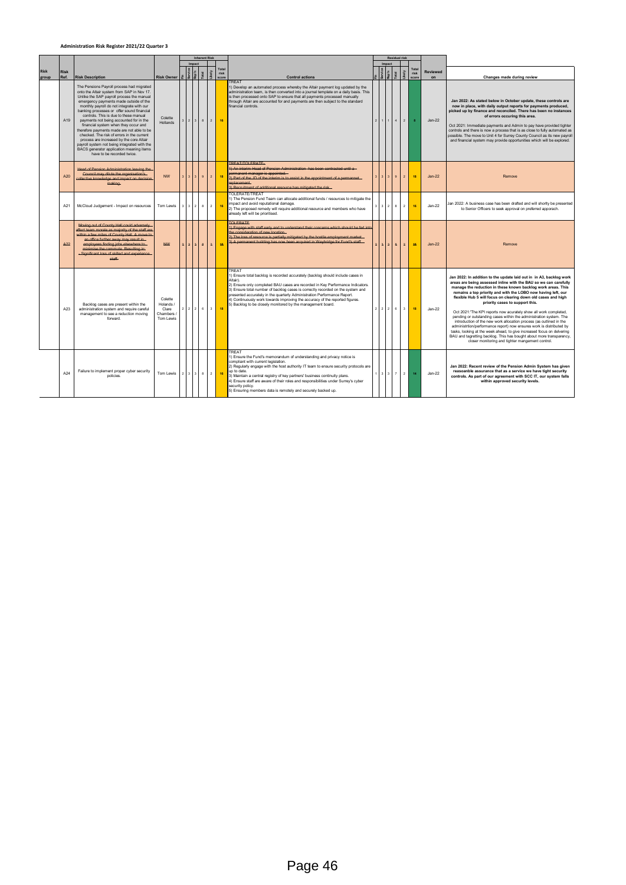**Administration Risk Register 2021/22 Quarter 3**

| Risk group | Risk Ref. | Risk Description | Risk Owner | Inherent Risk Impact Fin | Service | Rep'n | Total | Likely | Total risk score | Control actions | Residual risk Impact Fin | Service | Rep'n | Total | Likely | Total risk score | Reviewed on | Changes made during review |
|---|---|---|---|---|---|---|---|---|---|---|---|---|---|---|---|---|---|---|
| | A19 | The Pensions Payroll process had migrated onto the Altair system from SAP in Nov 17. Unlike the SAP payroll process the manual emergency payments made outside of the monthly payroll do not integrate with our banking processes or offer sound financial controls. This is due to these manual payments not being accounted for in the financial system when they occur and therefore payments made are not able to be checked. The risk of errors in the current process are increased by the core Altair payroll system not being integrated with the BACS generator application meaning items have to be recorded twice. | Colette Hollands | 3 | 2 | 3 | 8 | 2 | 16 | TREAT<br>1) Develop an automated process whereby the Altair payment log updated by the administration team, is then converted into a journal template on a daily basis. This is then processed onto SAP to ensure that all payments processed manually through Altair are accounted for and payments are then subject to the standard financial controls. | 2 | 1 | 1 | 4 | 2 | 8 | Jan-22 | **Jan 2022: As stated below in October update, these controls are now in place, with daily output reports for payments produced, picked up by finance and reconciled. There has been no instances of errors occuring this area.**<br><br>Oct 2021: Immediate payments and Admin to pay have provided tighter controls and there is now a process that is as close to fully automated as possible. The move to Unit 4 for Surrey County Council as its new payroll and financial system may provide opportunities which will be explored. |
| | A20 | ~~Head of Pension Administration leaving the Council may dilute the organisation's collective knowledge and impact on decision making.~~ | NW | 3 | 3 | 3 | 9 | 2 | 18 | ~~TREAT/TOLERATE~~<br>~~1) An interim Head of Pension Administration has been contracted until a permanent manager is appointed.~~<br>~~2) Part of the JD of the interim is to assist in the appointment of a permanent replacement.~~<br>~~3) Recruitment of additional resource has mitigated the risk.~~ | 3 | 3 | 3 | 9 | 2 | 18 | Jan-22 | Remove |
| | A21 | McCloud Judgement - Impact on resources | Tom Lewis | 3 | 3 | 2 | 8 | 2 | 16 | TOLERATE/TREAT<br>1) The Pension Fund Team can allocate additional funds / resources to mitigate the impact and avoid reputational damage.<br>2) The proposed remedy will require additional resource and members who have already left will be prioritised. | 3 | 3 | 2 | 8 | 2 | 16 | Jan-22 | Jan 2022: A business case has been drafted and will shortly be presented to Senior Officers to seek approval on preferred apporach. |
| | ~~A22~~ | ~~Moving out of County Hall could adversely affect team morale as majority of the staff are within a few miles of County Hall. A move to an office further away may result in employees finding jobs elsewhere to minimise the commute. Resulting in: - Significant loss of skilled and experience staff.~~ | ~~NW~~ | ~~2~~ | ~~3~~ | ~~3~~ | ~~8~~ | ~~2~~ | ~~16~~ | ~~TOLERATE~~<br>~~1) Engage with staff early and to understand their concerns which should be fed into the consideration of new location.~~<br>~~2) The loss of resource is partially mitigated by the hostile employment market.~~<br>~~3) A permanent building has now been acquired in Weybridge for Fund's staff.~~ | ~~2~~ | ~~3~~ | ~~3~~ | ~~8~~ | ~~2~~ | ~~16~~ | Jan-22 | Remove |
| | A23 | Backlog cases are present within the administration system and require careful management to see a reduction moving forward. | Colette Holands / Clare Chambers / Tom Lewis | 2 | 2 | 2 | 6 | 3 | 18 | TREAT<br>1) Ensure total backlog is recorded accurately (backlog should include cases in Altair).<br>2) Ensure only completed BAU cases are recorded in Key Performance Indicators.<br>3) Ensure total number of backlog cases is correctly recorded on the system and presented accurately in the quarterly Administration Performance Report.<br>4) Continuously work towards improving the accuracy of the reported figures.<br>5) Backlog to be closely monitored by the management board. | 2 | 2 | 2 | 6 | 3 | 18 | Jan-22 | **Jan 2022: In addition to the update laid out in in A3, backlog work areas are being assessed inline with the BAU so we can carefully manage the reduction in these known backlog work areas. This remains a top priority and with the LOBO now having left, our flexible Hub 5 will focus on clearing down old cases and high priority cases to support this.**<br><br>Oct 2021:'The KPI reports now acurately show all work completed, pending or outstanding cases within the administration system. The introduction of the new work allocation process (as outlined in the administrtion/performance report) now ensures work is distributed by tasks, looking at the week ahead, to give increased focus on delivering BAU and tagretting backlog. This has bought about more transparency, closer monitoring and tighter mangement control. |
| | A24 | Failure to implement proper cyber security policies. | Tom Lewis | 2 | 3 | 3 | 8 | 2 | 16 | TREAT<br>1) Ensure the Fund's memorandum of understanding and privacy notice is compliant with current legislation.<br>2) Regularly engage with the host authority IT team to ensure security protocols are up to date.<br>3) Maintain a central registry of key partners' business continuity plans.<br>4) Ensure staff are aware of their roles and responsibilities under Surrey's cyber security policy.<br>5) Ensuring members data is remotely and securely backed up. | 1 | 3 | 3 | 7 | 2 | 14 | Jan-22 | **Jan 2022: Recent review of the Pension Admin System has given reasoanble assurance that as a service we have tight security controls. As part of our agreement with SCC IT, our system falls within approved security levels.** |